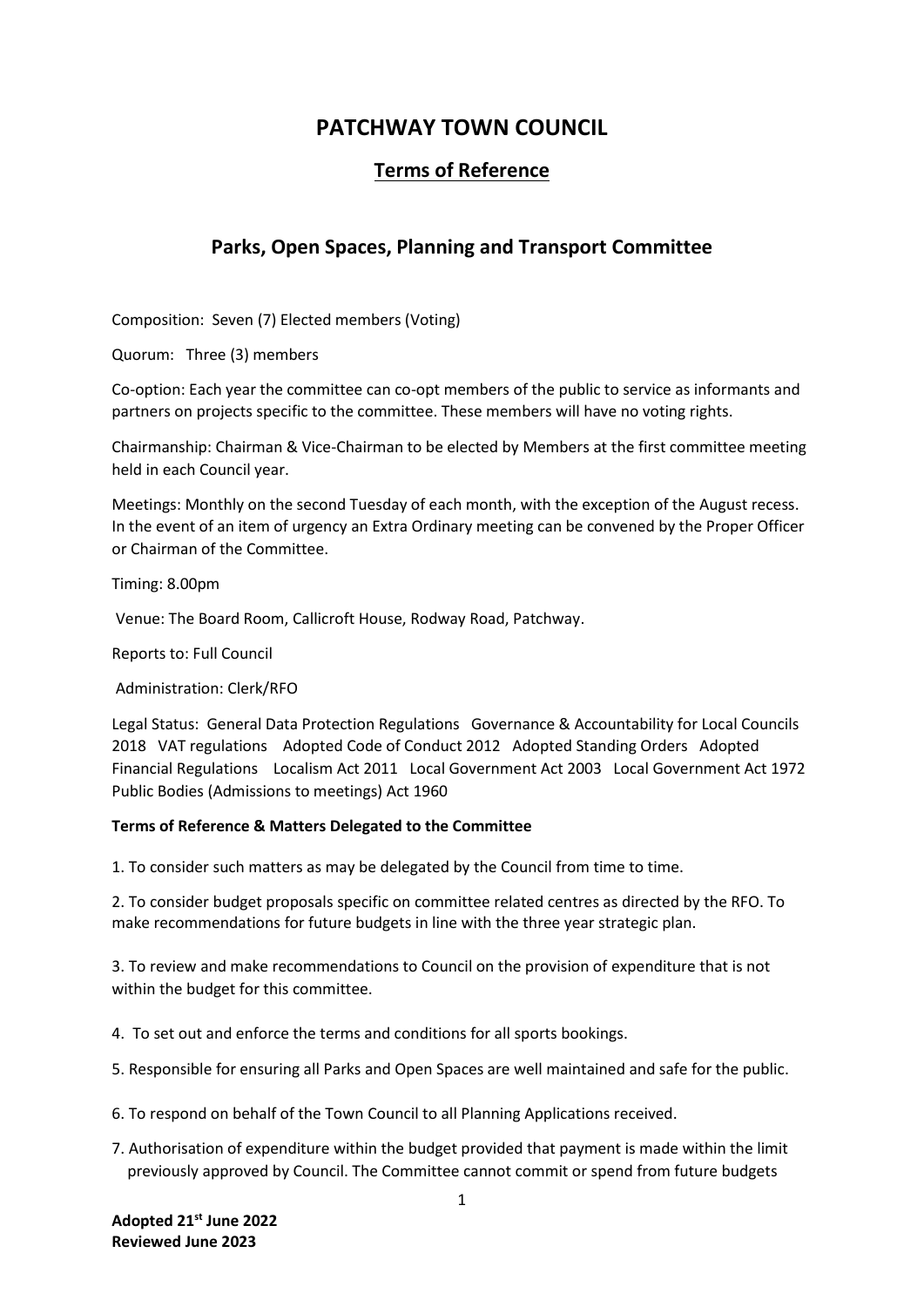# PATCHWAY TOWN COUNCIL

## Terms of Reference

## Parks, Open Spaces, Planning and Transport Committee

Composition: Seven (7) Elected members (Voting)

Quorum: Three (3) members

Co-option: Each year the committee can co-opt members of the public to service as informants and partners on projects specific to the committee. These members will have no voting rights.

Chairmanship: Chairman & Vice-Chairman to be elected by Members at the first committee meeting held in each Council year.

Meetings: Monthly on the second Tuesday of each month, with the exception of the August recess. In the event of an item of urgency an Extra Ordinary meeting can be convened by the Proper Officer or Chairman of the Committee.

Timing: 8.00pm

Venue: The Board Room, Callicroft House, Rodway Road, Patchway.

Reports to: Full Council

Administration: Clerk/RFO

Legal Status: General Data Protection Regulations Governance & Accountability for Local Councils 2018 VAT regulations Adopted Code of Conduct 2012 Adopted Standing Orders Adopted Financial Regulations Localism Act 2011 Local Government Act 2003 Local Government Act 1972 Public Bodies (Admissions to meetings) Act 1960

**Terms of Reference & Matters Delegated to the Committee**

1. To consider such matters as may be delegated by the Council from time to time.

2. To consider budget proposals specific on committee related centres as directed by the RFO. To make recommendations for future budgets in line with the three year strategic plan.

3. To review and make recommendations to Council on the provision of expenditure that is not within the budget for this committee.

4. To set out and enforce the terms and conditions for all sports bookings.

5. Responsible for ensuring all Parks and Open Spaces are well maintained and safe for the public.

6. To respond on behalf of the Town Council to all Planning Applications received.

7. Authorisation of expenditure within the budget provided that payment is made within the limit previously approved by Council. The Committee cannot commit or spend from future budgets

**Adopted 21st June 2022**
**Reviewed June 2023**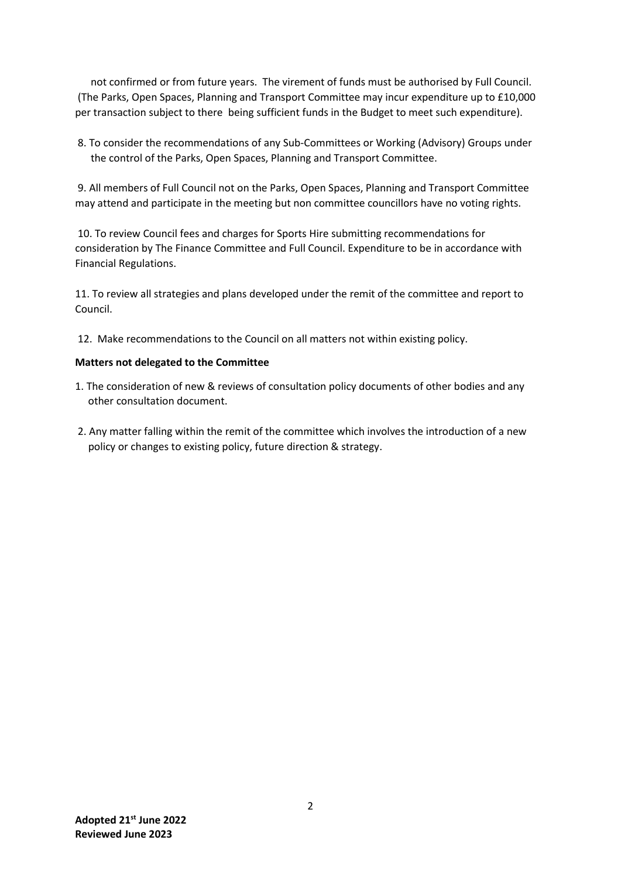not confirmed or from future years. The virement of funds must be authorised by Full Council. (The Parks, Open Spaces, Planning and Transport Committee may incur expenditure up to £10,000 per transaction subject to there being sufficient funds in the Budget to meet such expenditure).

8. To consider the recommendations of any Sub-Committees or Working (Advisory) Groups under the control of the Parks, Open Spaces, Planning and Transport Committee.

9. All members of Full Council not on the Parks, Open Spaces, Planning and Transport Committee may attend and participate in the meeting but non committee councillors have no voting rights.

10. To review Council fees and charges for Sports Hire submitting recommendations for consideration by The Finance Committee and Full Council. Expenditure to be in accordance with Financial Regulations.

11. To review all strategies and plans developed under the remit of the committee and report to Council.

12. Make recommendations to the Council on all matters not within existing policy.

**Matters not delegated to the Committee**

1. The consideration of new & reviews of consultation policy documents of other bodies and any other consultation document.

2. Any matter falling within the remit of the committee which involves the introduction of a new policy or changes to existing policy, future direction & strategy.

**Adopted 21st June 2022**
**Reviewed June 2023**